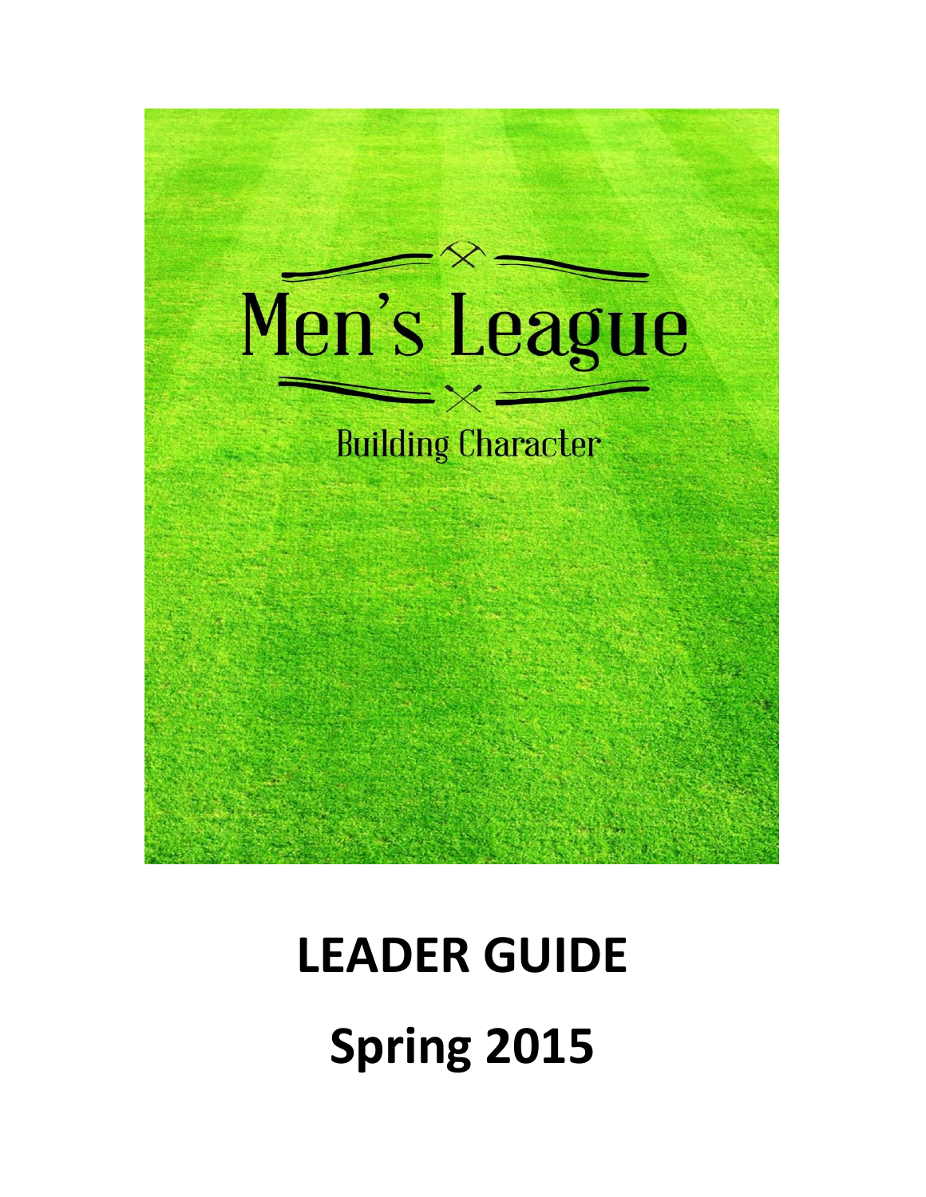# Men's League

Building Character

# LEADER GUIDE

# Spring 2015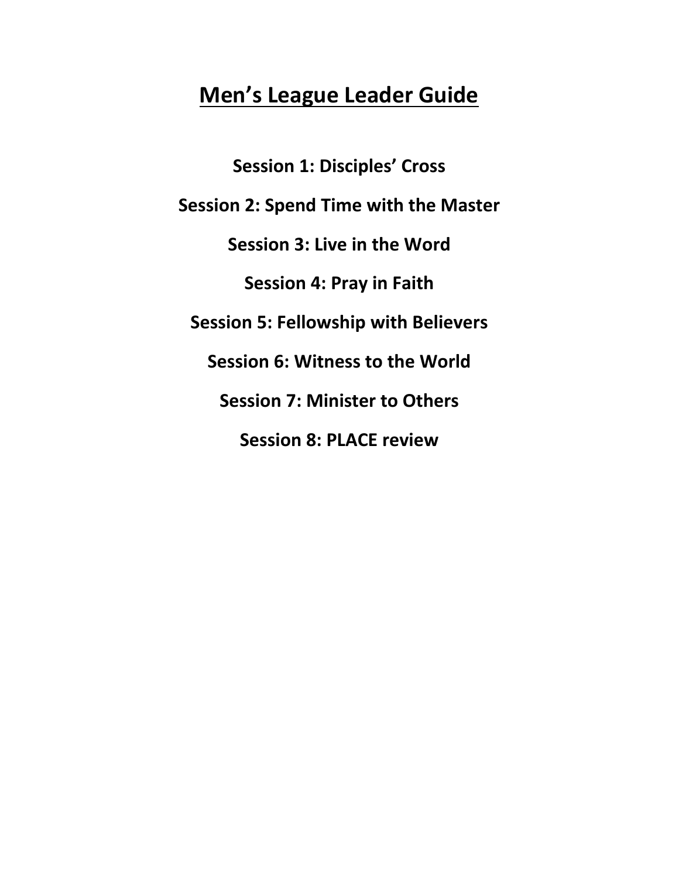# Men's League Leader Guide

**Session 1: Disciples' Cross**

**Session 2: Spend Time with the Master**

**Session 3: Live in the Word**

**Session 4: Pray in Faith**

**Session 5: Fellowship with Believers**

**Session 6: Witness to the World**

**Session 7: Minister to Others**

**Session 8: PLACE review**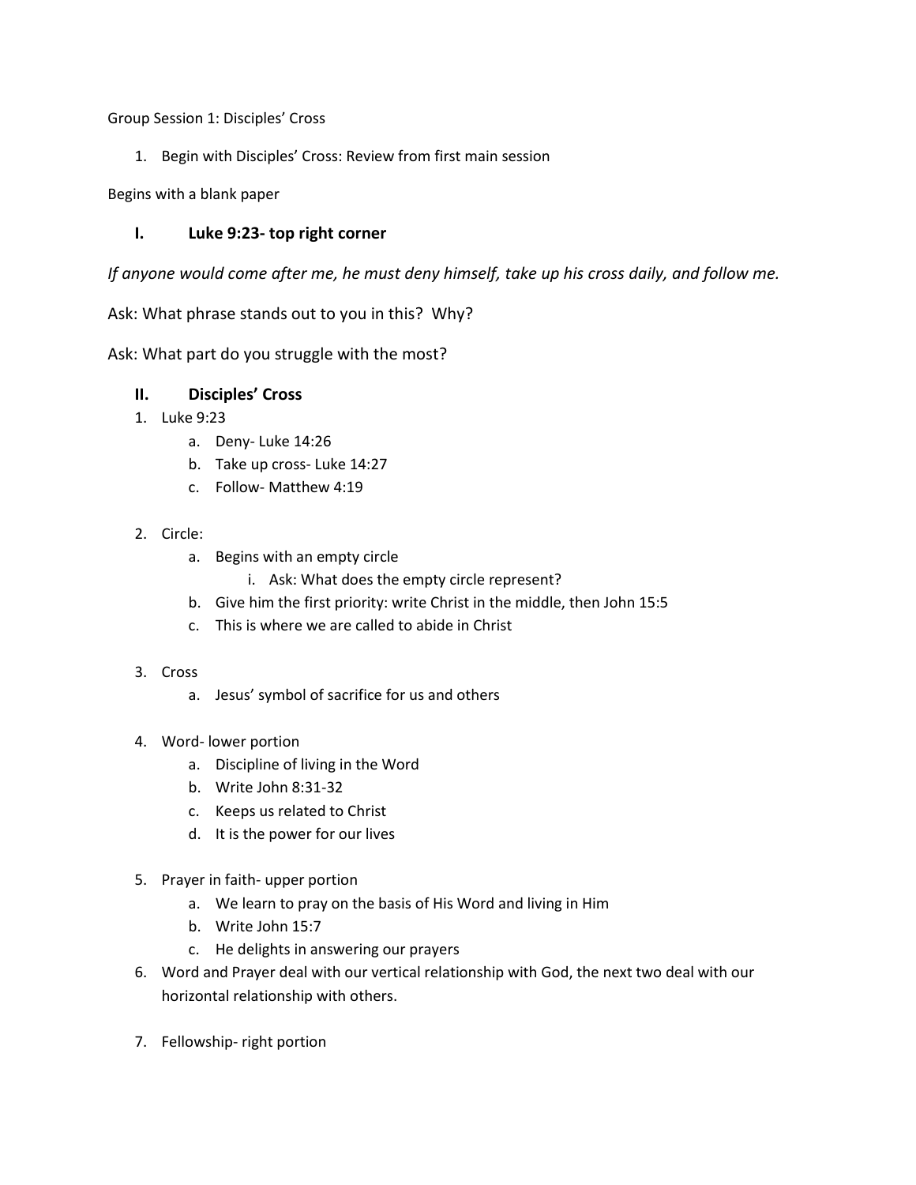Group Session 1: Disciples' Cross

1. Begin with Disciples' Cross: Review from first main session

Begins with a blank paper

## I. Luke 9:23- top right corner

*If anyone would come after me, he must deny himself, take up his cross daily, and follow me.*

Ask: What phrase stands out to you in this? Why?

Ask: What part do you struggle with the most?

## II. Disciples' Cross

1. Luke 9:23
   a. Deny- Luke 14:26
   b. Take up cross- Luke 14:27
   c. Follow- Matthew 4:19

2. Circle:
   a. Begins with an empty circle
      i. Ask: What does the empty circle represent?
   b. Give him the first priority: write Christ in the middle, then John 15:5
   c. This is where we are called to abide in Christ

3. Cross
   a. Jesus' symbol of sacrifice for us and others

4. Word- lower portion
   a. Discipline of living in the Word
   b. Write John 8:31-32
   c. Keeps us related to Christ
   d. It is the power for our lives

5. Prayer in faith- upper portion
   a. We learn to pray on the basis of His Word and living in Him
   b. Write John 15:7
   c. He delights in answering our prayers

6. Word and Prayer deal with our vertical relationship with God, the next two deal with our horizontal relationship with others.

7. Fellowship- right portion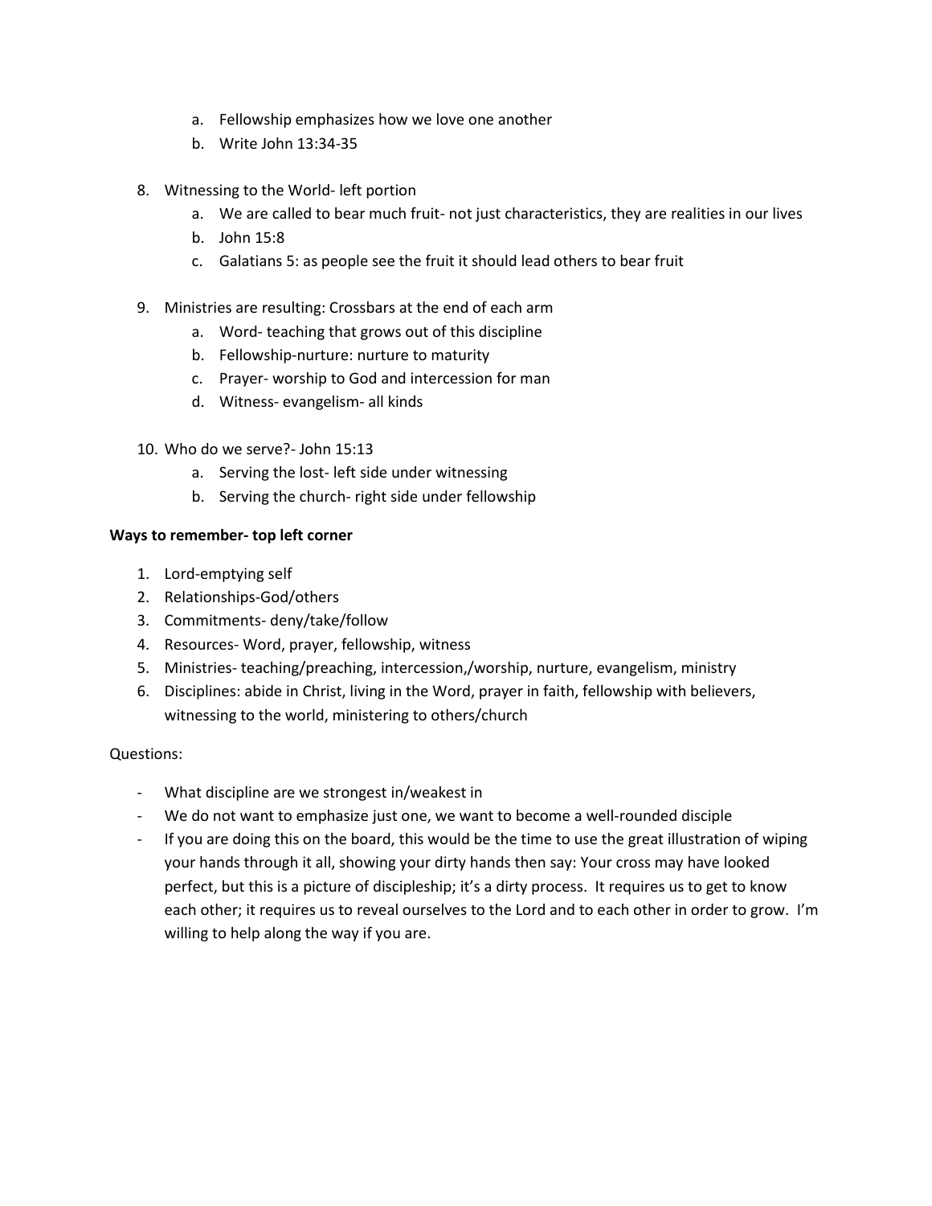a. Fellowship emphasizes how we love one another
   b. Write John 13:34-35

8. Witnessing to the World- left portion
   a. We are called to bear much fruit- not just characteristics, they are realities in our lives
   b. John 15:8
   c. Galatians 5: as people see the fruit it should lead others to bear fruit

9. Ministries are resulting: Crossbars at the end of each arm
   a. Word- teaching that grows out of this discipline
   b. Fellowship-nurture: nurture to maturity
   c. Prayer- worship to God and intercession for man
   d. Witness- evangelism- all kinds

10. Who do we serve?- John 15:13
    a. Serving the lost- left side under witnessing
    b. Serving the church- right side under fellowship

**Ways to remember- top left corner**

1. Lord-emptying self
2. Relationships-God/others
3. Commitments- deny/take/follow
4. Resources- Word, prayer, fellowship, witness
5. Ministries- teaching/preaching, intercession,/worship, nurture, evangelism, ministry
6. Disciplines: abide in Christ, living in the Word, prayer in faith, fellowship with believers, witnessing to the world, ministering to others/church

Questions:

- What discipline are we strongest in/weakest in
- We do not want to emphasize just one, we want to become a well-rounded disciple
- If you are doing this on the board, this would be the time to use the great illustration of wiping your hands through it all, showing your dirty hands then say: Your cross may have looked perfect, but this is a picture of discipleship; it's a dirty process. It requires us to get to know each other; it requires us to reveal ourselves to the Lord and to each other in order to grow. I'm willing to help along the way if you are.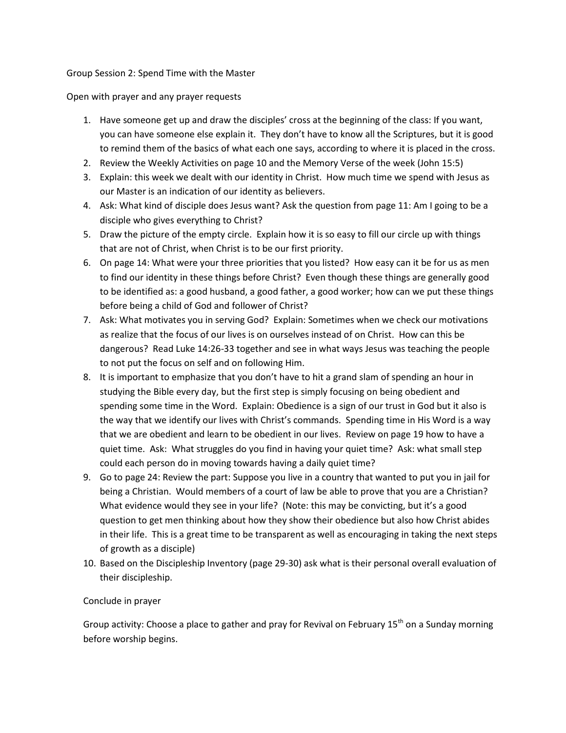Group Session 2: Spend Time with the Master

Open with prayer and any prayer requests

1. Have someone get up and draw the disciples' cross at the beginning of the class: If you want, you can have someone else explain it. They don't have to know all the Scriptures, but it is good to remind them of the basics of what each one says, according to where it is placed in the cross.
2. Review the Weekly Activities on page 10 and the Memory Verse of the week (John 15:5)
3. Explain: this week we dealt with our identity in Christ. How much time we spend with Jesus as our Master is an indication of our identity as believers.
4. Ask: What kind of disciple does Jesus want? Ask the question from page 11: Am I going to be a disciple who gives everything to Christ?
5. Draw the picture of the empty circle. Explain how it is so easy to fill our circle up with things that are not of Christ, when Christ is to be our first priority.
6. On page 14: What were your three priorities that you listed? How easy can it be for us as men to find our identity in these things before Christ? Even though these things are generally good to be identified as: a good husband, a good father, a good worker; how can we put these things before being a child of God and follower of Christ?
7. Ask: What motivates you in serving God? Explain: Sometimes when we check our motivations as realize that the focus of our lives is on ourselves instead of on Christ. How can this be dangerous? Read Luke 14:26-33 together and see in what ways Jesus was teaching the people to not put the focus on self and on following Him.
8. It is important to emphasize that you don't have to hit a grand slam of spending an hour in studying the Bible every day, but the first step is simply focusing on being obedient and spending some time in the Word. Explain: Obedience is a sign of our trust in God but it also is the way that we identify our lives with Christ's commands. Spending time in His Word is a way that we are obedient and learn to be obedient in our lives. Review on page 19 how to have a quiet time. Ask: What struggles do you find in having your quiet time? Ask: what small step could each person do in moving towards having a daily quiet time?
9. Go to page 24: Review the part: Suppose you live in a country that wanted to put you in jail for being a Christian. Would members of a court of law be able to prove that you are a Christian? What evidence would they see in your life? (Note: this may be convicting, but it's a good question to get men thinking about how they show their obedience but also how Christ abides in their life. This is a great time to be transparent as well as encouraging in taking the next steps of growth as a disciple)
10. Based on the Discipleship Inventory (page 29-30) ask what is their personal overall evaluation of their discipleship.

Conclude in prayer

Group activity: Choose a place to gather and pray for Revival on February 15th on a Sunday morning before worship begins.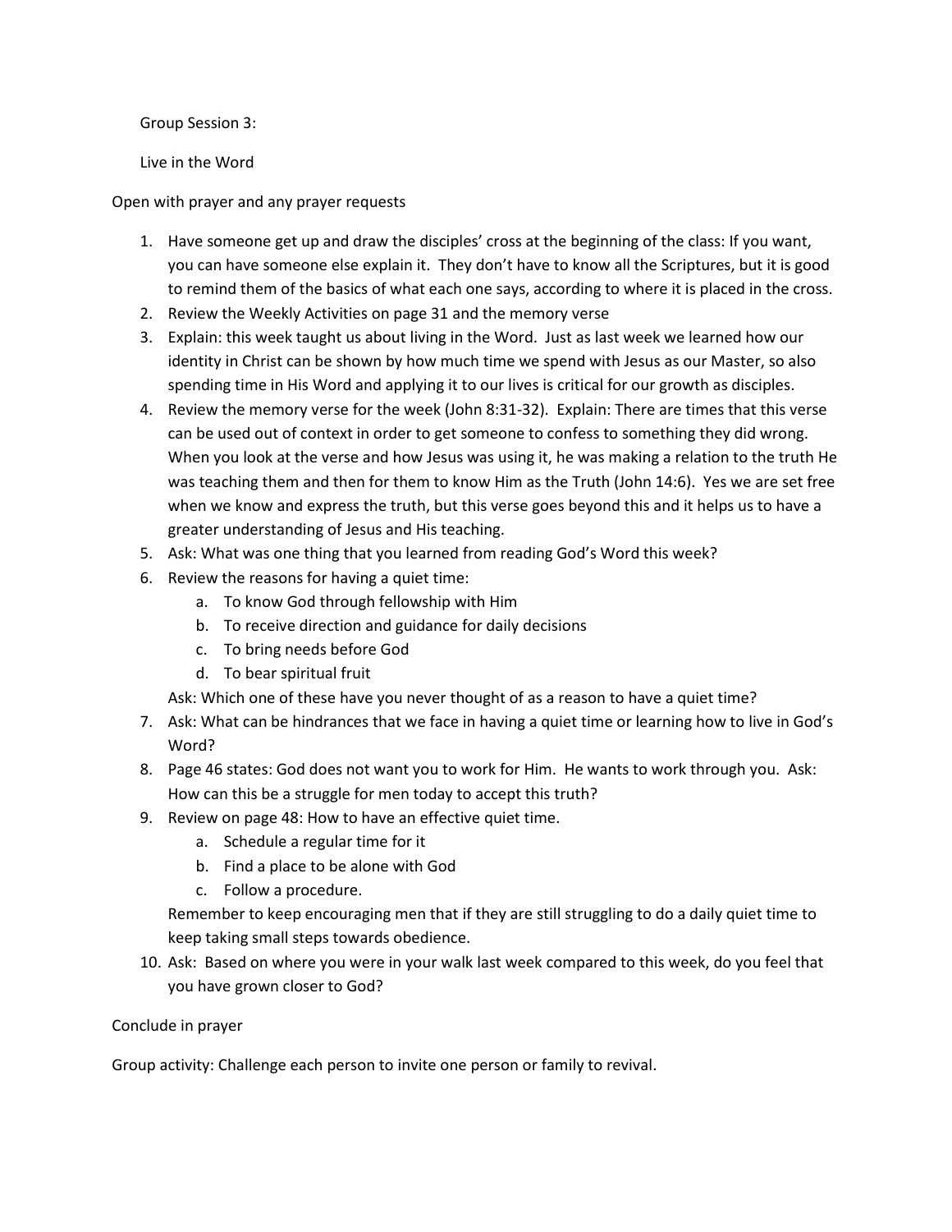Group Session 3:

Live in the Word

Open with prayer and any prayer requests

1. Have someone get up and draw the disciples' cross at the beginning of the class: If you want, you can have someone else explain it. They don't have to know all the Scriptures, but it is good to remind them of the basics of what each one says, according to where it is placed in the cross.
2. Review the Weekly Activities on page 31 and the memory verse
3. Explain: this week taught us about living in the Word. Just as last week we learned how our identity in Christ can be shown by how much time we spend with Jesus as our Master, so also spending time in His Word and applying it to our lives is critical for our growth as disciples.
4. Review the memory verse for the week (John 8:31-32). Explain: There are times that this verse can be used out of context in order to get someone to confess to something they did wrong. When you look at the verse and how Jesus was using it, he was making a relation to the truth He was teaching them and then for them to know Him as the Truth (John 14:6). Yes we are set free when we know and express the truth, but this verse goes beyond this and it helps us to have a greater understanding of Jesus and His teaching.
5. Ask: What was one thing that you learned from reading God's Word this week?
6. Review the reasons for having a quiet time:
   a. To know God through fellowship with Him
   b. To receive direction and guidance for daily decisions
   c. To bring needs before God
   d. To bear spiritual fruit

   Ask: Which one of these have you never thought of as a reason to have a quiet time?
7. Ask: What can be hindrances that we face in having a quiet time or learning how to live in God's Word?
8. Page 46 states: God does not want you to work for Him. He wants to work through you. Ask: How can this be a struggle for men today to accept this truth?
9. Review on page 48: How to have an effective quiet time.
   a. Schedule a regular time for it
   b. Find a place to be alone with God
   c. Follow a procedure.

   Remember to keep encouraging men that if they are still struggling to do a daily quiet time to keep taking small steps towards obedience.
10. Ask: Based on where you were in your walk last week compared to this week, do you feel that you have grown closer to God?

Conclude in prayer

Group activity: Challenge each person to invite one person or family to revival.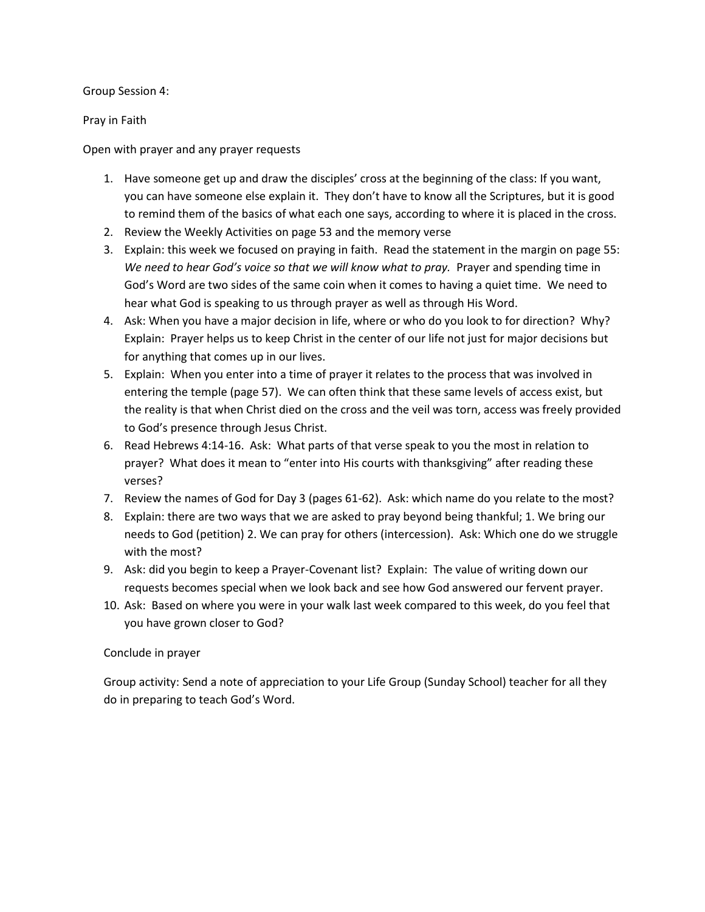Group Session 4:

Pray in Faith

Open with prayer and any prayer requests

1. Have someone get up and draw the disciples' cross at the beginning of the class: If you want, you can have someone else explain it. They don't have to know all the Scriptures, but it is good to remind them of the basics of what each one says, according to where it is placed in the cross.
2. Review the Weekly Activities on page 53 and the memory verse
3. Explain: this week we focused on praying in faith. Read the statement in the margin on page 55: *We need to hear God's voice so that we will know what to pray.* Prayer and spending time in God's Word are two sides of the same coin when it comes to having a quiet time. We need to hear what God is speaking to us through prayer as well as through His Word.
4. Ask: When you have a major decision in life, where or who do you look to for direction? Why? Explain: Prayer helps us to keep Christ in the center of our life not just for major decisions but for anything that comes up in our lives.
5. Explain: When you enter into a time of prayer it relates to the process that was involved in entering the temple (page 57). We can often think that these same levels of access exist, but the reality is that when Christ died on the cross and the veil was torn, access was freely provided to God's presence through Jesus Christ.
6. Read Hebrews 4:14-16. Ask: What parts of that verse speak to you the most in relation to prayer? What does it mean to "enter into His courts with thanksgiving" after reading these verses?
7. Review the names of God for Day 3 (pages 61-62). Ask: which name do you relate to the most?
8. Explain: there are two ways that we are asked to pray beyond being thankful; 1. We bring our needs to God (petition) 2. We can pray for others (intercession). Ask: Which one do we struggle with the most?
9. Ask: did you begin to keep a Prayer-Covenant list? Explain: The value of writing down our requests becomes special when we look back and see how God answered our fervent prayer.
10. Ask: Based on where you were in your walk last week compared to this week, do you feel that you have grown closer to God?

Conclude in prayer

Group activity: Send a note of appreciation to your Life Group (Sunday School) teacher for all they do in preparing to teach God's Word.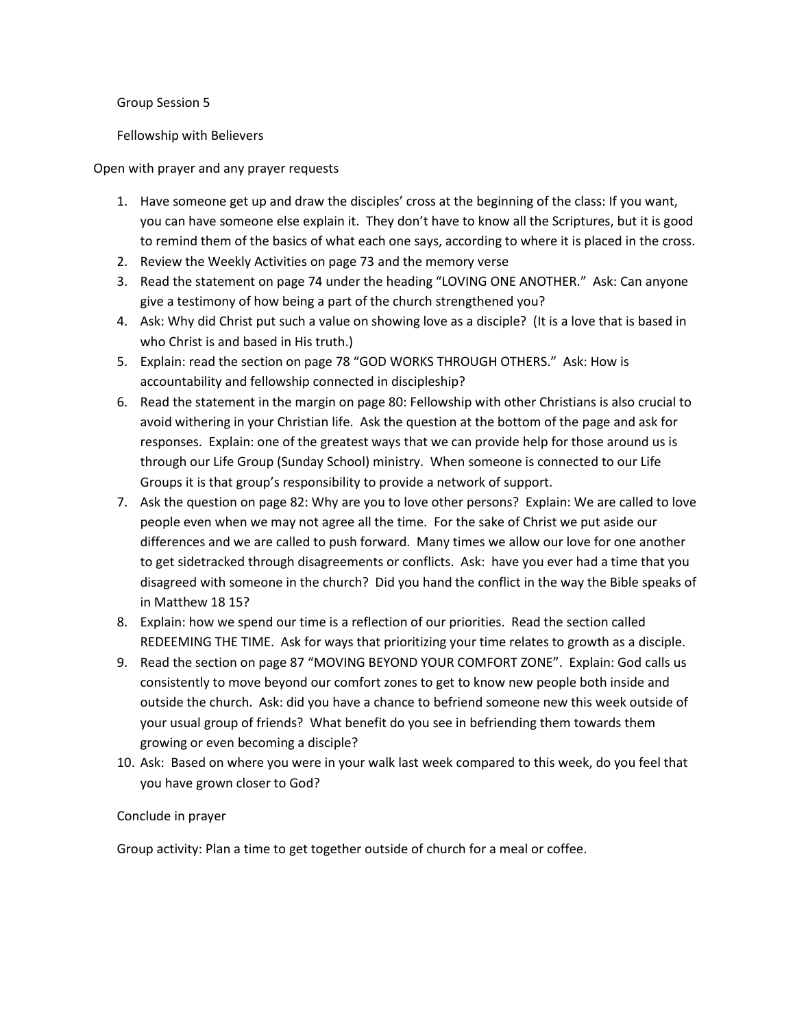Group Session 5

Fellowship with Believers

Open with prayer and any prayer requests

1. Have someone get up and draw the disciples' cross at the beginning of the class: If you want, you can have someone else explain it. They don't have to know all the Scriptures, but it is good to remind them of the basics of what each one says, according to where it is placed in the cross.
2. Review the Weekly Activities on page 73 and the memory verse
3. Read the statement on page 74 under the heading "LOVING ONE ANOTHER." Ask: Can anyone give a testimony of how being a part of the church strengthened you?
4. Ask: Why did Christ put such a value on showing love as a disciple? (It is a love that is based in who Christ is and based in His truth.)
5. Explain: read the section on page 78 "GOD WORKS THROUGH OTHERS." Ask: How is accountability and fellowship connected in discipleship?
6. Read the statement in the margin on page 80: Fellowship with other Christians is also crucial to avoid withering in your Christian life. Ask the question at the bottom of the page and ask for responses. Explain: one of the greatest ways that we can provide help for those around us is through our Life Group (Sunday School) ministry. When someone is connected to our Life Groups it is that group's responsibility to provide a network of support.
7. Ask the question on page 82: Why are you to love other persons? Explain: We are called to love people even when we may not agree all the time. For the sake of Christ we put aside our differences and we are called to push forward. Many times we allow our love for one another to get sidetracked through disagreements or conflicts. Ask: have you ever had a time that you disagreed with someone in the church? Did you hand the conflict in the way the Bible speaks of in Matthew 18 15?
8. Explain: how we spend our time is a reflection of our priorities. Read the section called REDEEMING THE TIME. Ask for ways that prioritizing your time relates to growth as a disciple.
9. Read the section on page 87 "MOVING BEYOND YOUR COMFORT ZONE". Explain: God calls us consistently to move beyond our comfort zones to get to know new people both inside and outside the church. Ask: did you have a chance to befriend someone new this week outside of your usual group of friends? What benefit do you see in befriending them towards them growing or even becoming a disciple?
10. Ask: Based on where you were in your walk last week compared to this week, do you feel that you have grown closer to God?

Conclude in prayer

Group activity: Plan a time to get together outside of church for a meal or coffee.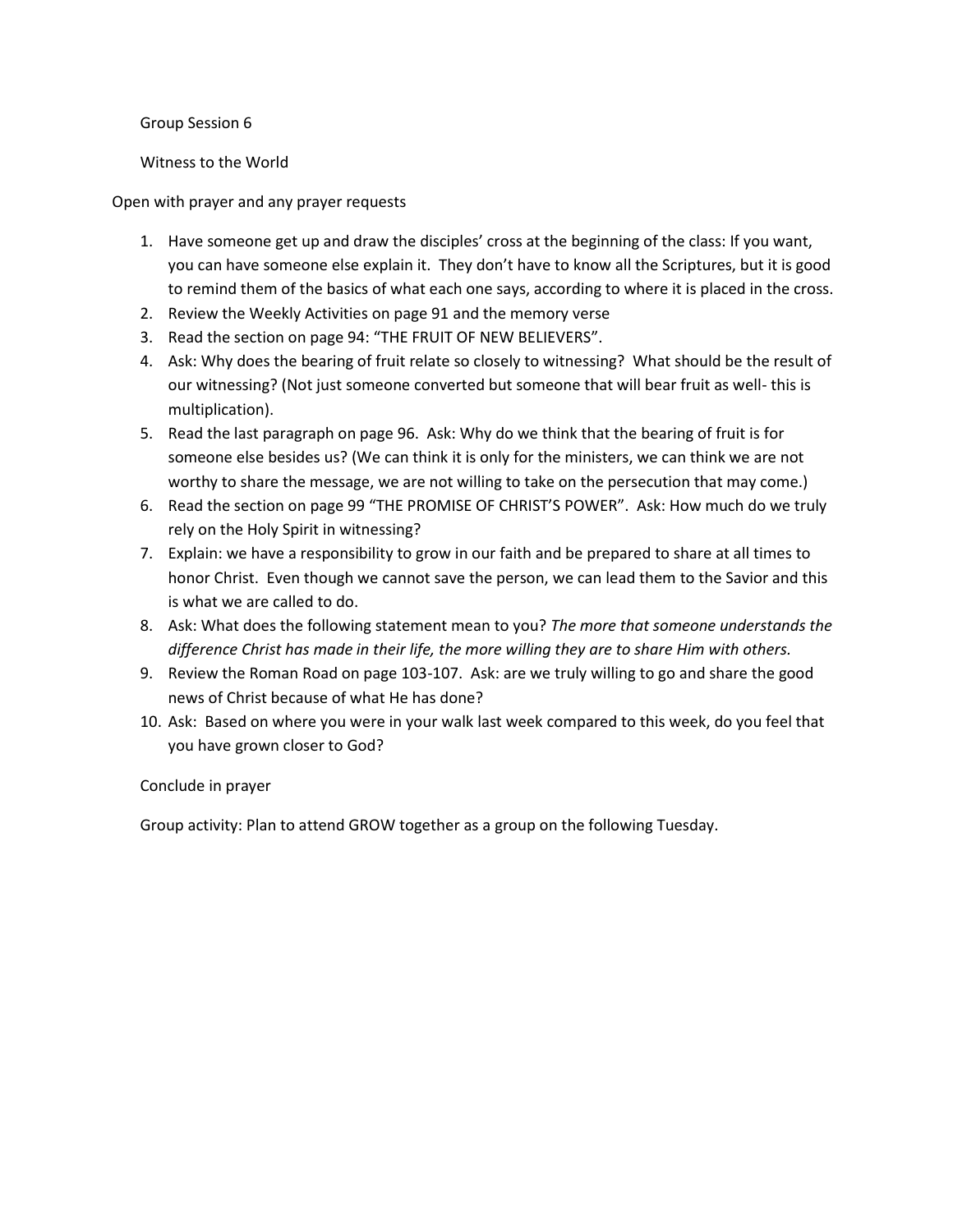Group Session 6

Witness to the World

Open with prayer and any prayer requests

1. Have someone get up and draw the disciples' cross at the beginning of the class: If you want, you can have someone else explain it. They don't have to know all the Scriptures, but it is good to remind them of the basics of what each one says, according to where it is placed in the cross.
2. Review the Weekly Activities on page 91 and the memory verse
3. Read the section on page 94: "THE FRUIT OF NEW BELIEVERS".
4. Ask: Why does the bearing of fruit relate so closely to witnessing? What should be the result of our witnessing? (Not just someone converted but someone that will bear fruit as well- this is multiplication).
5. Read the last paragraph on page 96. Ask: Why do we think that the bearing of fruit is for someone else besides us? (We can think it is only for the ministers, we can think we are not worthy to share the message, we are not willing to take on the persecution that may come.)
6. Read the section on page 99 "THE PROMISE OF CHRIST'S POWER". Ask: How much do we truly rely on the Holy Spirit in witnessing?
7. Explain: we have a responsibility to grow in our faith and be prepared to share at all times to honor Christ. Even though we cannot save the person, we can lead them to the Savior and this is what we are called to do.
8. Ask: What does the following statement mean to you? *The more that someone understands the difference Christ has made in their life, the more willing they are to share Him with others.*
9. Review the Roman Road on page 103-107. Ask: are we truly willing to go and share the good news of Christ because of what He has done?
10. Ask: Based on where you were in your walk last week compared to this week, do you feel that you have grown closer to God?

Conclude in prayer

Group activity: Plan to attend GROW together as a group on the following Tuesday.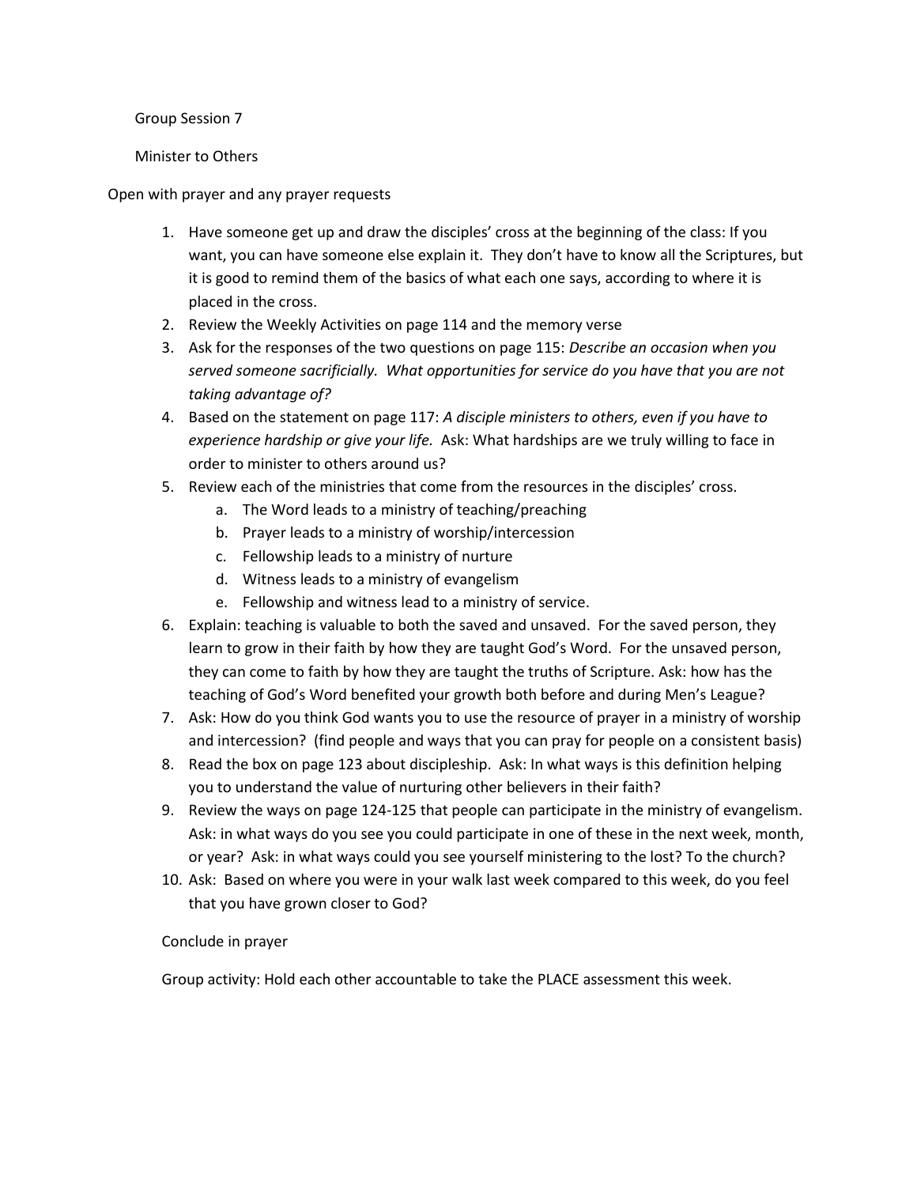Group Session 7

Minister to Others

Open with prayer and any prayer requests

1. Have someone get up and draw the disciples' cross at the beginning of the class: If you want, you can have someone else explain it. They don't have to know all the Scriptures, but it is good to remind them of the basics of what each one says, according to where it is placed in the cross.
2. Review the Weekly Activities on page 114 and the memory verse
3. Ask for the responses of the two questions on page 115: *Describe an occasion when you served someone sacrificially. What opportunities for service do you have that you are not taking advantage of?*
4. Based on the statement on page 117: *A disciple ministers to others, even if you have to experience hardship or give your life.* Ask: What hardships are we truly willing to face in order to minister to others around us?
5. Review each of the ministries that come from the resources in the disciples' cross.
   a. The Word leads to a ministry of teaching/preaching
   b. Prayer leads to a ministry of worship/intercession
   c. Fellowship leads to a ministry of nurture
   d. Witness leads to a ministry of evangelism
   e. Fellowship and witness lead to a ministry of service.
6. Explain: teaching is valuable to both the saved and unsaved. For the saved person, they learn to grow in their faith by how they are taught God's Word. For the unsaved person, they can come to faith by how they are taught the truths of Scripture. Ask: how has the teaching of God's Word benefited your growth both before and during Men's League?
7. Ask: How do you think God wants you to use the resource of prayer in a ministry of worship and intercession? (find people and ways that you can pray for people on a consistent basis)
8. Read the box on page 123 about discipleship. Ask: In what ways is this definition helping you to understand the value of nurturing other believers in their faith?
9. Review the ways on page 124-125 that people can participate in the ministry of evangelism. Ask: in what ways do you see you could participate in one of these in the next week, month, or year? Ask: in what ways could you see yourself ministering to the lost? To the church?
10. Ask: Based on where you were in your walk last week compared to this week, do you feel that you have grown closer to God?

Conclude in prayer

Group activity: Hold each other accountable to take the PLACE assessment this week.